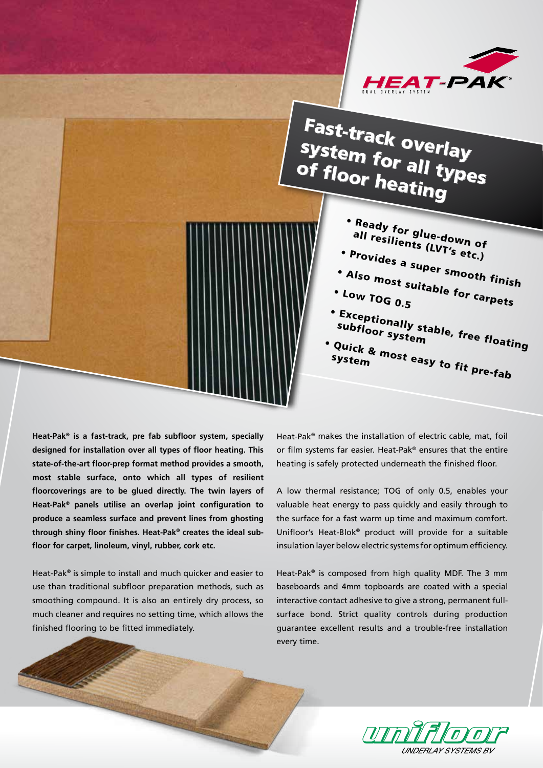HEAT-PAK®

DUAL OVERLAY SYSTEM

# Fast-track overlay system for all types of floor heating

- Ready for glue-down of all resilients (LVT's etc.)
- Provides a super smooth finish
- Also most suitable for carpets
- Low TOG 0.5
- Exceptionally stable, free floating subfloor system
- Quick & most easy to fit pre-fab system

**Heat-Pak® is a fast-track, pre fab subfloor system, specially designed for installation over all types of floor heating. This state-of-the-art floor-prep format method provides a smooth, most stable surface, onto which all types of resilient floorcoverings are to be glued directly. The twin layers of Heat-Pak® panels utilise an overlap joint configuration to produce a seamless surface and prevent lines from ghosting through shiny floor finishes. Heat-Pak® creates the ideal sub-floor for carpet, linoleum, vinyl, rubber, cork etc.**

Heat-Pak® is simple to install and much quicker and easier to use than traditional subfloor preparation methods, such as smoothing compound. It is also an entirely dry process, so much cleaner and requires no setting time, which allows the finished flooring to be fitted immediately.

Heat-Pak® makes the installation of electric cable, mat, foil or film systems far easier. Heat-Pak® ensures that the entire heating is safely protected underneath the finished floor.

A low thermal resistance; TOG of only 0.5, enables your valuable heat energy to pass quickly and easily through to the surface for a fast warm up time and maximum comfort. Unifloor's Heat-Blok® product will provide for a suitable insulation layer below electric systems for optimum efficiency.

Heat-Pak® is composed from high quality MDF. The 3 mm baseboards and 4mm topboards are coated with a special interactive contact adhesive to give a strong, permanent full-surface bond. Strict quality controls during production guarantee excellent results and a trouble-free installation every time.

unifloor

UNDERLAY SYSTEMS BV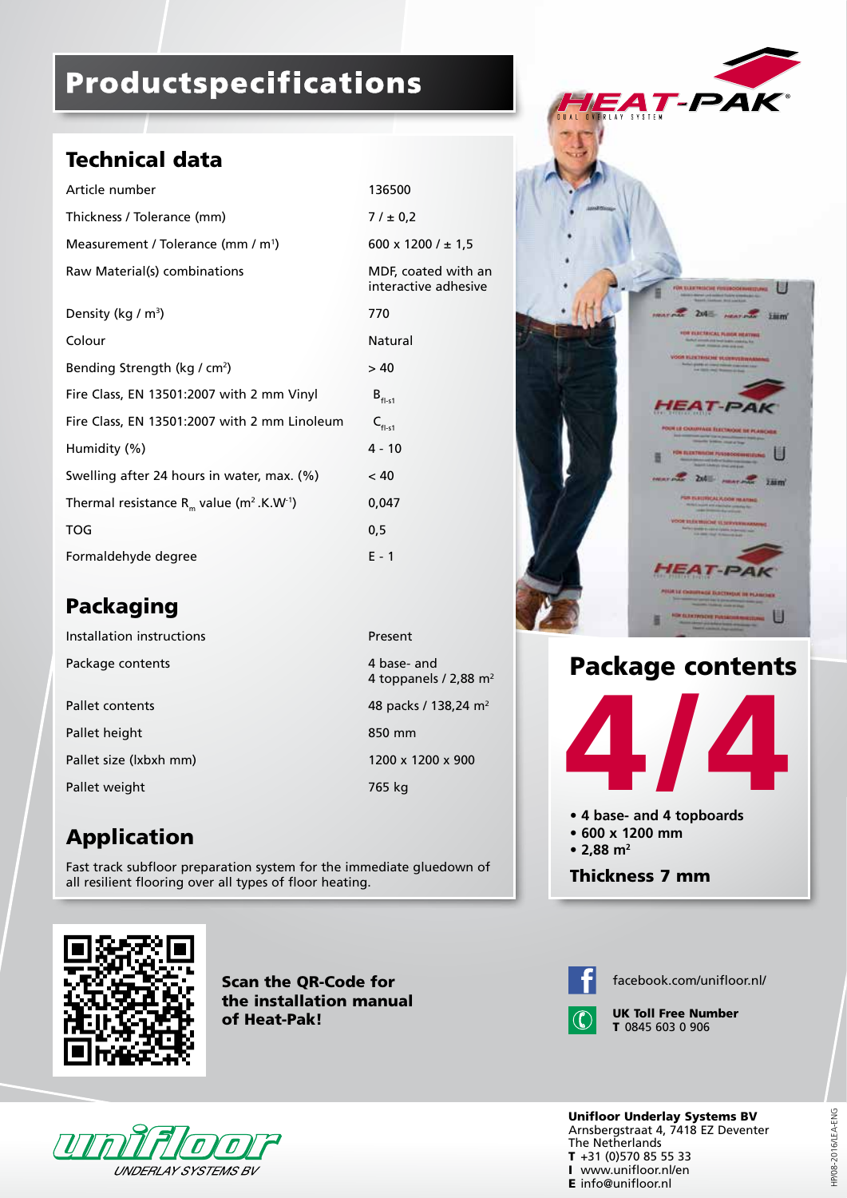# Productspecifications

## Technical data

| | |
|---|---|
| Article number | 136500 |
| Thickness / Tolerance (mm) | 7 / ± 0,2 |
| Measurement / Tolerance (mm / m[1]) | 600 x 1200 / ± 1,5 |
| Raw Material(s) combinations | MDF, coated with an interactive adhesive |
| Density (kg / $m^3$) | 770 |
| Colour | Natural |
| Bending Strength (kg / $cm^2$) | > 40 |
| Fire Class, EN 13501:2007 with 2 mm Vinyl | $B_{fl-s1}$ |
| Fire Class, EN 13501:2007 with 2 mm Linoleum | $C_{fl-s1}$ |
| Humidity (%) | 4 - 10 |
| Swelling after 24 hours in water, max. (%) | < 40 |
| Thermal resistance $R_m$ value ($m^2$.K.$W^{-1}$) | 0,047 |
| TOG | 0,5 |
| Formaldehyde degree | E - 1 |

## Packaging

| | |
|---|---|
| Installation instructions | Present |
| Package contents | 4 base- and 4 toppanels / 2,88 $m^2$ |
| Pallet contents | 48 packs / 138,24 $m^2$ |
| Pallet height | 850 mm |
| Pallet size (lxbxh mm) | 1200 x 1200 x 900 |
| Pallet weight | 765 kg |

## Application

Fast track subfloor preparation system for the immediate gluedown of all resilient flooring over all types of floor heating.

HEAT-PAK®
DUAL UNDERLAY SYSTEM

## Package contents

**4/4**

- **4 base- and 4 topboards**
- **600 x 1200 mm**
- **2,88 $m^2$**

**Thickness 7 mm**

**Scan the QR-Code for the installation manual of Heat-Pak!**

facebook.com/unifloor.nl/

**UK Toll Free Number**
**T** 0845 603 0 906

unifloor
UNDERLAY SYSTEMS BV

**Unifloor Underlay Systems BV**
Arnsbergstraat 4, 7418 EZ Deventer
The Netherlands
**T** +31 (0)570 85 55 33
**I** www.unifloor.nl/en
**E** info@unifloor.nl

HP/08-2016/LEA-ENG